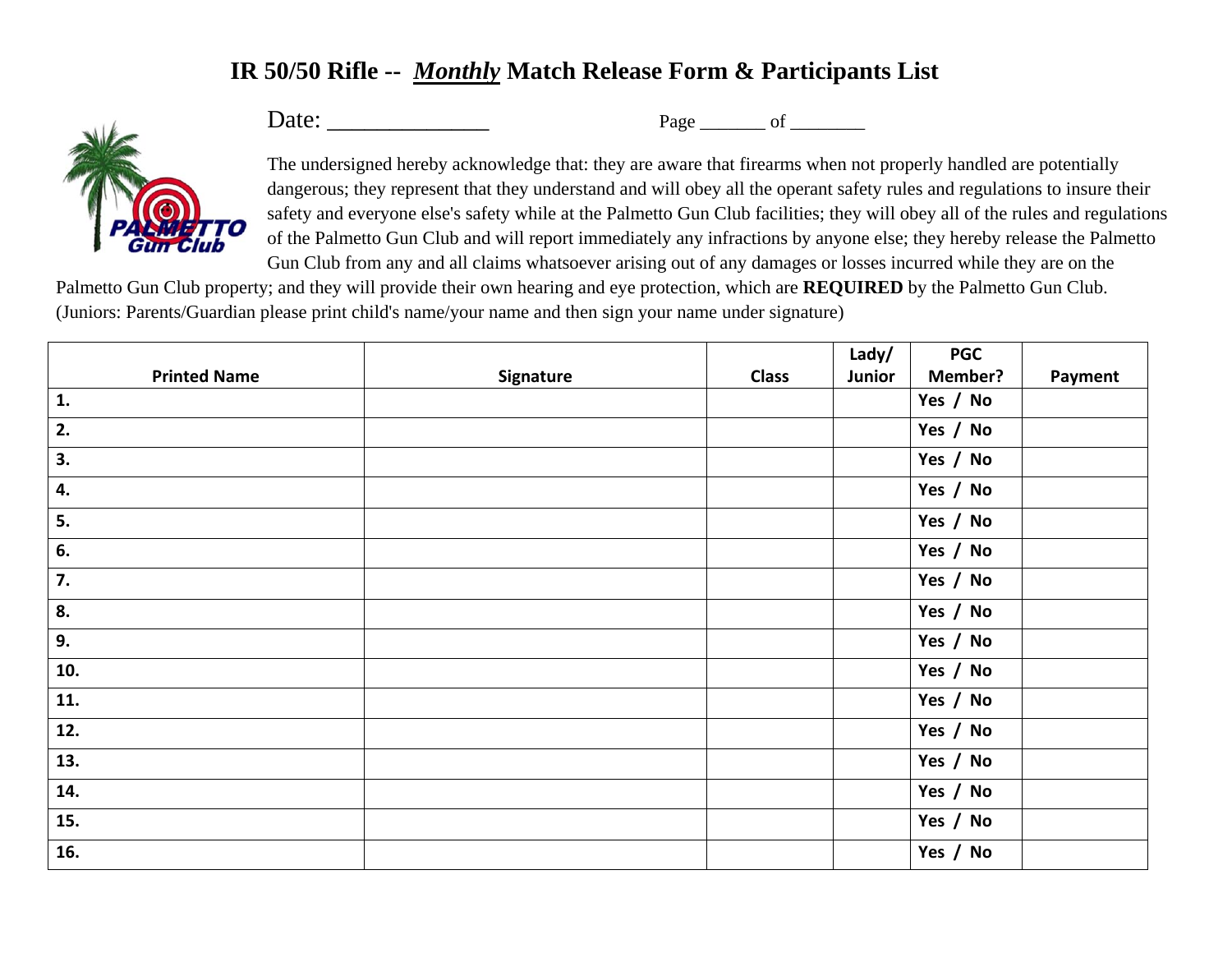# IR 50/50 Rifle -- *Monthly* Match Release Form & Participants List

Date: ______________ Page _______ of ________

The undersigned hereby acknowledge that: they are aware that firearms when not properly handled are potentially dangerous; they represent that they understand and will obey all the operant safety rules and regulations to insure their safety and everyone else's safety while at the Palmetto Gun Club facilities; they will obey all of the rules and regulations of the Palmetto Gun Club and will report immediately any infractions by anyone else; they hereby release the Palmetto Gun Club from any and all claims whatsoever arising out of any damages or losses incurred while they are on the Palmetto Gun Club property; and they will provide their own hearing and eye protection, which are **REQUIRED** by the Palmetto Gun Club. (Juniors: Parents/Guardian please print child's name/your name and then sign your name under signature)

| Printed Name | Signature | Class | Lady/ Junior | PGC Member? | Payment |
|---|---|---|---|---|---|
| 1. | | | | Yes / No | |
| 2. | | | | Yes / No | |
| 3. | | | | Yes / No | |
| 4. | | | | Yes / No | |
| 5. | | | | Yes / No | |
| 6. | | | | Yes / No | |
| 7. | | | | Yes / No | |
| 8. | | | | Yes / No | |
| 9. | | | | Yes / No | |
| 10. | | | | Yes / No | |
| 11. | | | | Yes / No | |
| 12. | | | | Yes / No | |
| 13. | | | | Yes / No | |
| 14. | | | | Yes / No | |
| 15. | | | | Yes / No | |
| 16. | | | | Yes / No | |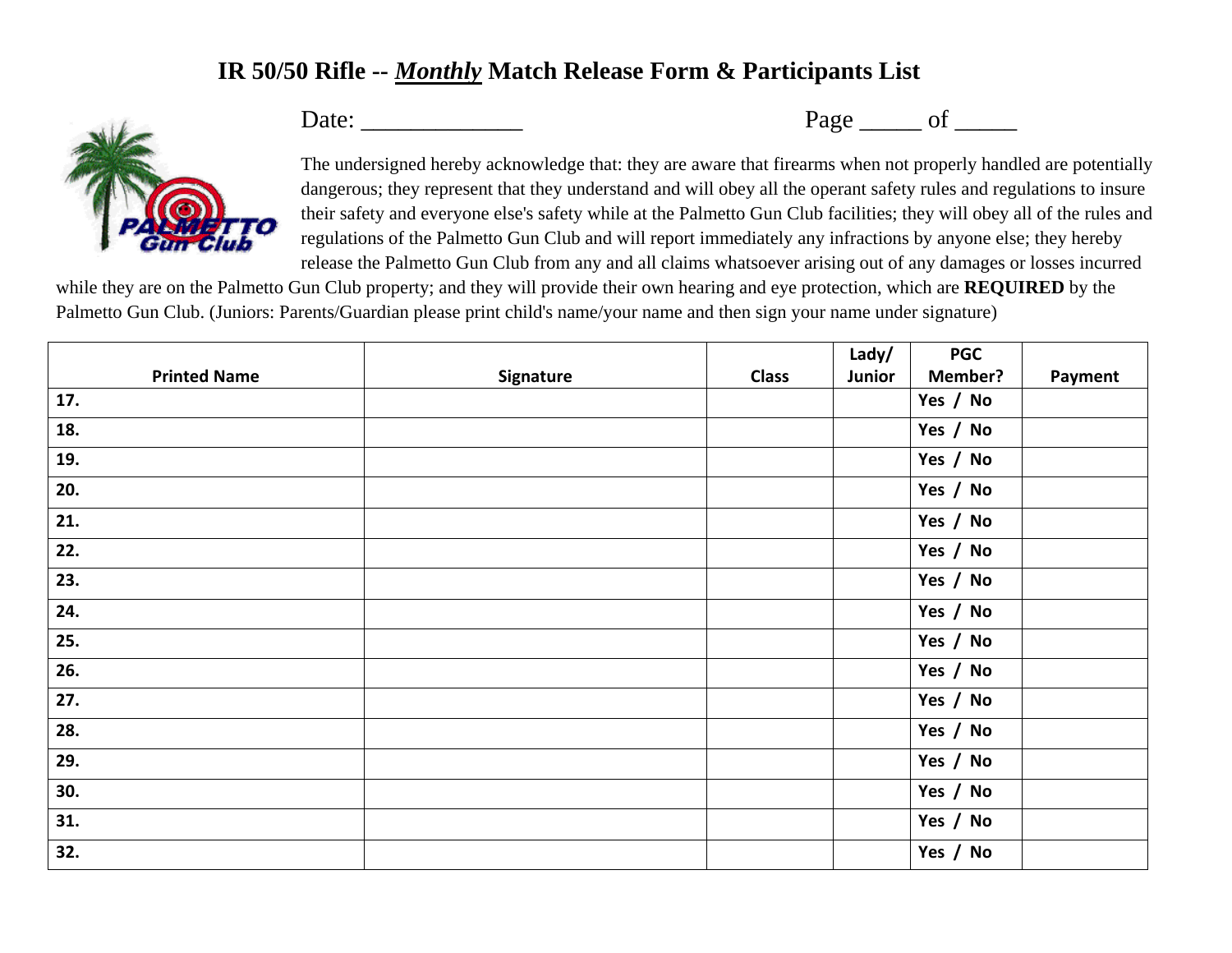# IR 50/50 Rifle -- *Monthly* Match Release Form & Participants List

Date: _____________ Page _____ of _____

The undersigned hereby acknowledge that: they are aware that firearms when not properly handled are potentially dangerous; they represent that they understand and will obey all the operant safety rules and regulations to insure their safety and everyone else's safety while at the Palmetto Gun Club facilities; they will obey all of the rules and regulations of the Palmetto Gun Club and will report immediately any infractions by anyone else; they hereby release the Palmetto Gun Club from any and all claims whatsoever arising out of any damages or losses incurred while they are on the Palmetto Gun Club property; and they will provide their own hearing and eye protection, which are **REQUIRED** by the Palmetto Gun Club. (Juniors: Parents/Guardian please print child's name/your name and then sign your name under signature)

| Printed Name | Signature | Class | Lady/ Junior | PGC Member? | Payment |
|---|---|---|---|---|---|
| 17. | | | | Yes / No | |
| 18. | | | | Yes / No | |
| 19. | | | | Yes / No | |
| 20. | | | | Yes / No | |
| 21. | | | | Yes / No | |
| 22. | | | | Yes / No | |
| 23. | | | | Yes / No | |
| 24. | | | | Yes / No | |
| 25. | | | | Yes / No | |
| 26. | | | | Yes / No | |
| 27. | | | | Yes / No | |
| 28. | | | | Yes / No | |
| 29. | | | | Yes / No | |
| 30. | | | | Yes / No | |
| 31. | | | | Yes / No | |
| 32. | | | | Yes / No | |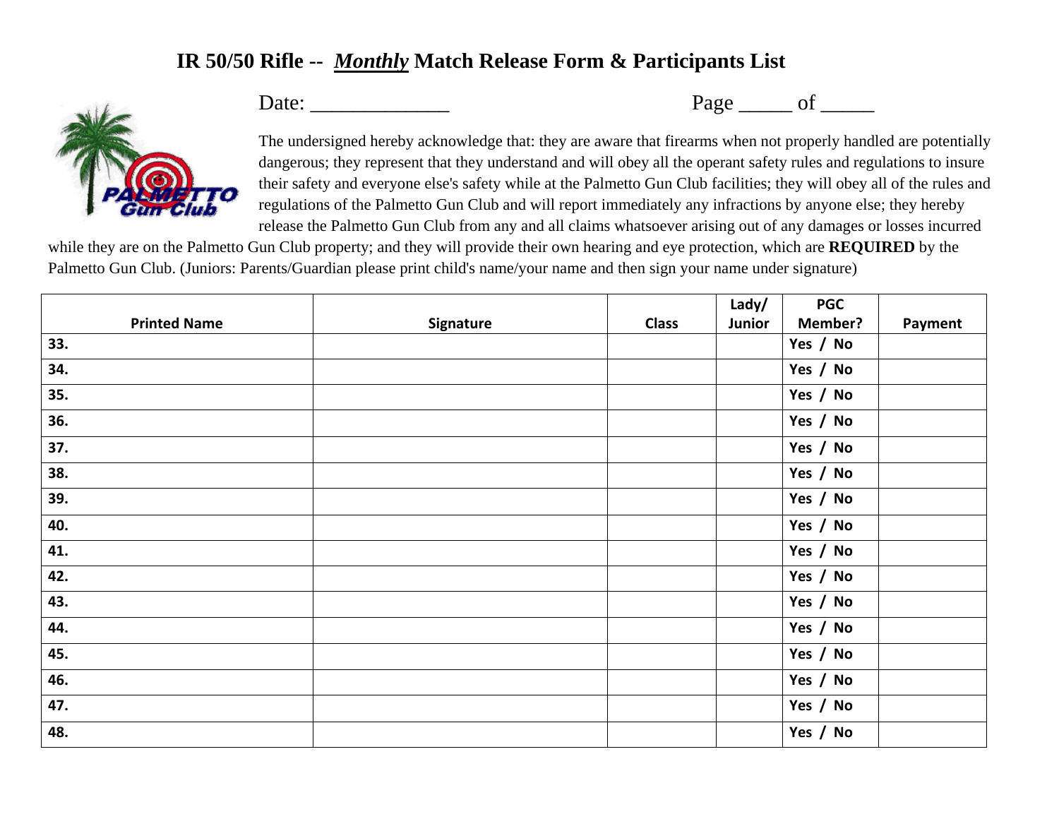# IR 50/50 Rifle -- *Monthly* Match Release Form & Participants List

Date: _____________ Page _____ of _____

The undersigned hereby acknowledge that: they are aware that firearms when not properly handled are potentially dangerous; they represent that they understand and will obey all the operant safety rules and regulations to insure their safety and everyone else's safety while at the Palmetto Gun Club facilities; they will obey all of the rules and regulations of the Palmetto Gun Club and will report immediately any infractions by anyone else; they hereby release the Palmetto Gun Club from any and all claims whatsoever arising out of any damages or losses incurred while they are on the Palmetto Gun Club property; and they will provide their own hearing and eye protection, which are **REQUIRED** by the Palmetto Gun Club. (Juniors: Parents/Guardian please print child's name/your name and then sign your name under signature)

| Printed Name | Signature | Class | Lady/ Junior | PGC Member? | Payment |
|---|---|---|---|---|---|
| 33. | | | | Yes / No | |
| 34. | | | | Yes / No | |
| 35. | | | | Yes / No | |
| 36. | | | | Yes / No | |
| 37. | | | | Yes / No | |
| 38. | | | | Yes / No | |
| 39. | | | | Yes / No | |
| 40. | | | | Yes / No | |
| 41. | | | | Yes / No | |
| 42. | | | | Yes / No | |
| 43. | | | | Yes / No | |
| 44. | | | | Yes / No | |
| 45. | | | | Yes / No | |
| 46. | | | | Yes / No | |
| 47. | | | | Yes / No | |
| 48. | | | | Yes / No | |